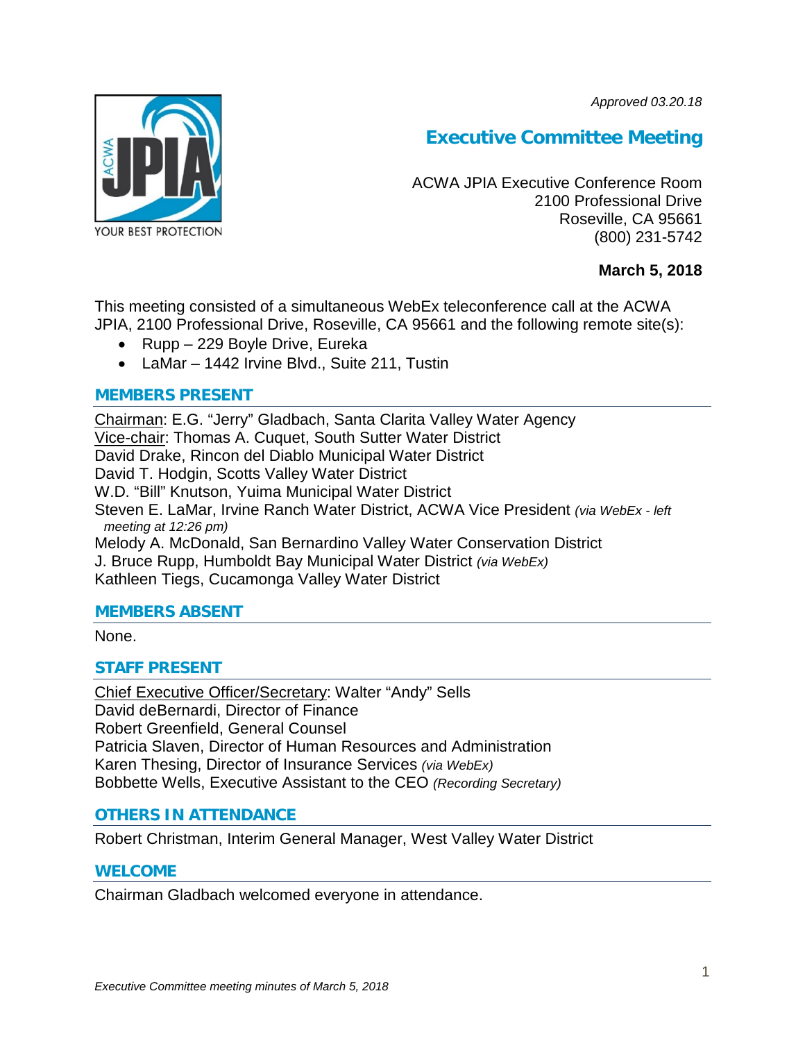*Approved 03.20.18*

# Executive Committee Meeting

ACWA JPIA Executive Conference Room
2100 Professional Drive
Roseville, CA 95661
(800) 231-5742

**March 5, 2018**

This meeting consisted of a simultaneous WebEx teleconference call at the ACWA JPIA, 2100 Professional Drive, Roseville, CA 95661 and the following remote site(s):

- Rupp – 229 Boyle Drive, Eureka
- LaMar – 1442 Irvine Blvd., Suite 211, Tustin

## MEMBERS PRESENT

Chairman: E.G. "Jerry" Gladbach, Santa Clarita Valley Water Agency
Vice-chair: Thomas A. Cuquet, South Sutter Water District
David Drake, Rincon del Diablo Municipal Water District
David T. Hodgin, Scotts Valley Water District
W.D. "Bill" Knutson, Yuima Municipal Water District
Steven E. LaMar, Irvine Ranch Water District, ACWA Vice President *(via WebEx - left meeting at 12:26 pm)*
Melody A. McDonald, San Bernardino Valley Water Conservation District
J. Bruce Rupp, Humboldt Bay Municipal Water District *(via WebEx)*
Kathleen Tiegs, Cucamonga Valley Water District

## MEMBERS ABSENT

None.

## STAFF PRESENT

Chief Executive Officer/Secretary: Walter "Andy" Sells
David deBernardi, Director of Finance
Robert Greenfield, General Counsel
Patricia Slaven, Director of Human Resources and Administration
Karen Thesing, Director of Insurance Services *(via WebEx)*
Bobbette Wells, Executive Assistant to the CEO *(Recording Secretary)*

## OTHERS IN ATTENDANCE

Robert Christman, Interim General Manager, West Valley Water District

## WELCOME

Chairman Gladbach welcomed everyone in attendance.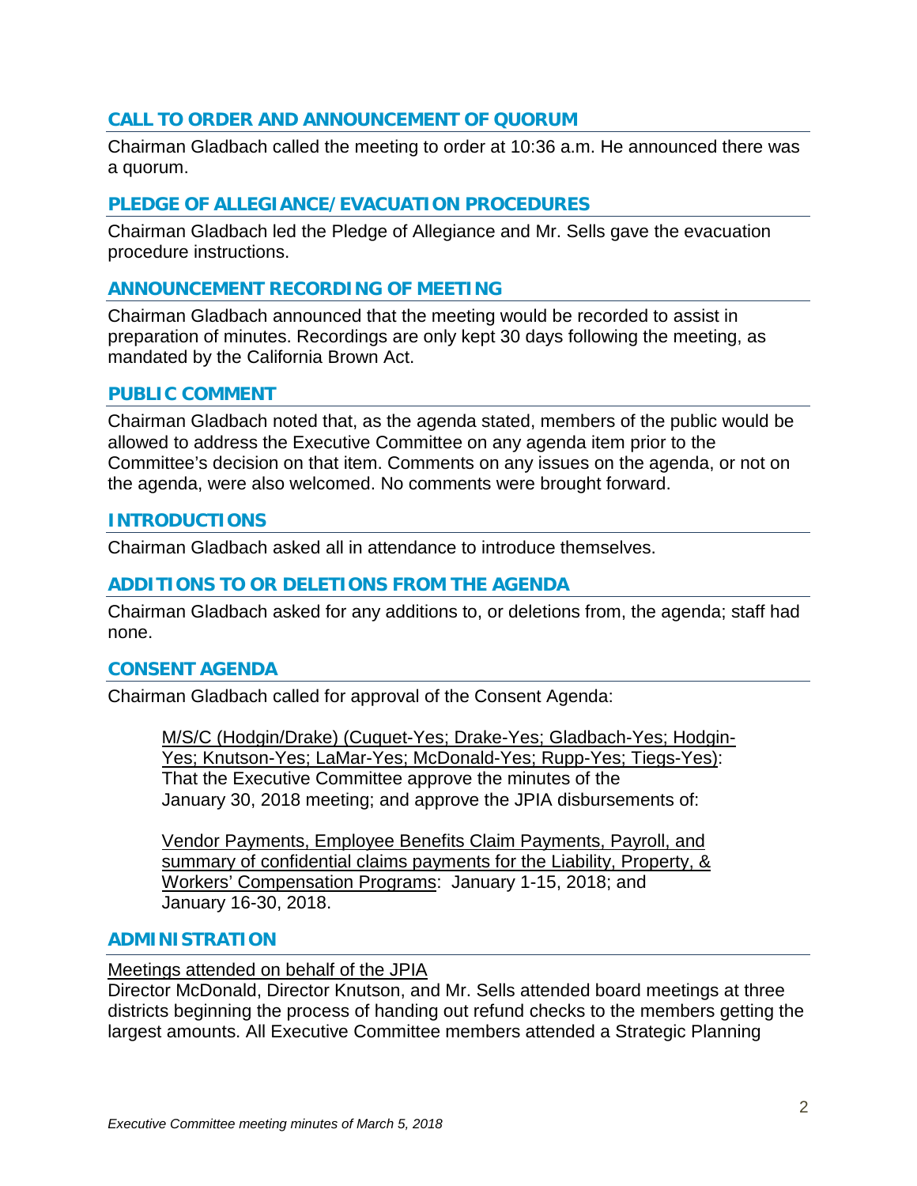## CALL TO ORDER AND ANNOUNCEMENT OF QUORUM

Chairman Gladbach called the meeting to order at 10:36 a.m. He announced there was a quorum.

## PLEDGE OF ALLEGIANCE/EVACUATION PROCEDURES

Chairman Gladbach led the Pledge of Allegiance and Mr. Sells gave the evacuation procedure instructions.

## ANNOUNCEMENT RECORDING OF MEETING

Chairman Gladbach announced that the meeting would be recorded to assist in preparation of minutes. Recordings are only kept 30 days following the meeting, as mandated by the California Brown Act.

## PUBLIC COMMENT

Chairman Gladbach noted that, as the agenda stated, members of the public would be allowed to address the Executive Committee on any agenda item prior to the Committee's decision on that item. Comments on any issues on the agenda, or not on the agenda, were also welcomed. No comments were brought forward.

## INTRODUCTIONS

Chairman Gladbach asked all in attendance to introduce themselves.

## ADDITIONS TO OR DELETIONS FROM THE AGENDA

Chairman Gladbach asked for any additions to, or deletions from, the agenda; staff had none.

## CONSENT AGENDA

Chairman Gladbach called for approval of the Consent Agenda:

> M/S/C (Hodgin/Drake) (Cuquet-Yes; Drake-Yes; Gladbach-Yes; Hodgin-Yes; Knutson-Yes; LaMar-Yes; McDonald-Yes; Rupp-Yes; Tiegs-Yes): That the Executive Committee approve the minutes of the January 30, 2018 meeting; and approve the JPIA disbursements of:
>
> Vendor Payments, Employee Benefits Claim Payments, Payroll, and summary of confidential claims payments for the Liability, Property, & Workers' Compensation Programs: January 1-15, 2018; and January 16-30, 2018.

## ADMINISTRATION

Meetings attended on behalf of the JPIA

Director McDonald, Director Knutson, and Mr. Sells attended board meetings at three districts beginning the process of handing out refund checks to the members getting the largest amounts. All Executive Committee members attended a Strategic Planning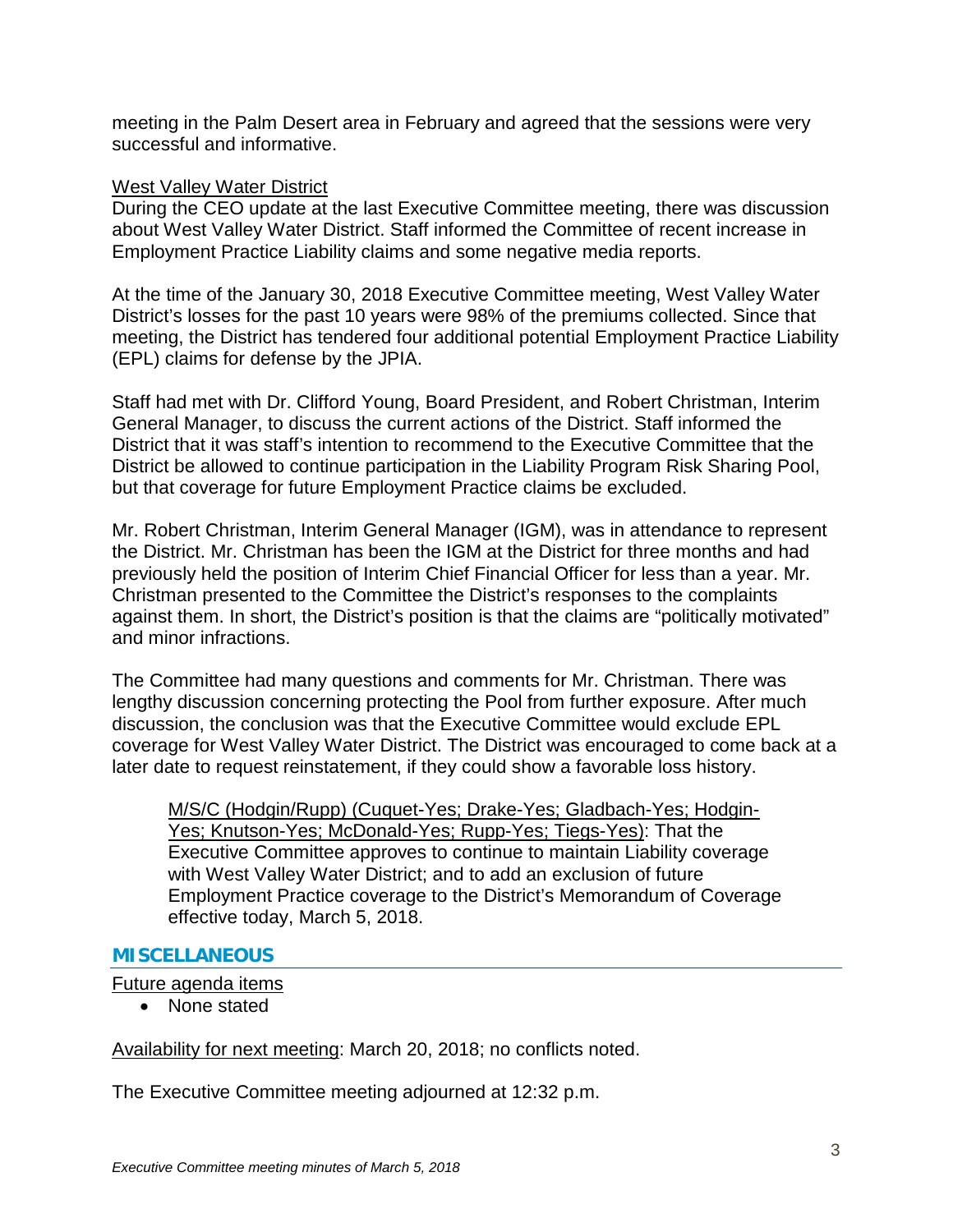meeting in the Palm Desert area in February and agreed that the sessions were very successful and informative.

West Valley Water District

During the CEO update at the last Executive Committee meeting, there was discussion about West Valley Water District. Staff informed the Committee of recent increase in Employment Practice Liability claims and some negative media reports.

At the time of the January 30, 2018 Executive Committee meeting, West Valley Water District's losses for the past 10 years were 98% of the premiums collected. Since that meeting, the District has tendered four additional potential Employment Practice Liability (EPL) claims for defense by the JPIA.

Staff had met with Dr. Clifford Young, Board President, and Robert Christman, Interim General Manager, to discuss the current actions of the District. Staff informed the District that it was staff's intention to recommend to the Executive Committee that the District be allowed to continue participation in the Liability Program Risk Sharing Pool, but that coverage for future Employment Practice claims be excluded.

Mr. Robert Christman, Interim General Manager (IGM), was in attendance to represent the District. Mr. Christman has been the IGM at the District for three months and had previously held the position of Interim Chief Financial Officer for less than a year. Mr. Christman presented to the Committee the District's responses to the complaints against them. In short, the District's position is that the claims are "politically motivated" and minor infractions.

The Committee had many questions and comments for Mr. Christman. There was lengthy discussion concerning protecting the Pool from further exposure. After much discussion, the conclusion was that the Executive Committee would exclude EPL coverage for West Valley Water District. The District was encouraged to come back at a later date to request reinstatement, if they could show a favorable loss history.

> M/S/C (Hodgin/Rupp) (Cuquet-Yes; Drake-Yes; Gladbach-Yes; Hodgin-Yes; Knutson-Yes; McDonald-Yes; Rupp-Yes; Tiegs-Yes): That the Executive Committee approves to continue to maintain Liability coverage with West Valley Water District; and to add an exclusion of future Employment Practice coverage to the District's Memorandum of Coverage effective today, March 5, 2018.

## MISCELLANEOUS

Future agenda items

- None stated

Availability for next meeting: March 20, 2018; no conflicts noted.

The Executive Committee meeting adjourned at 12:32 p.m.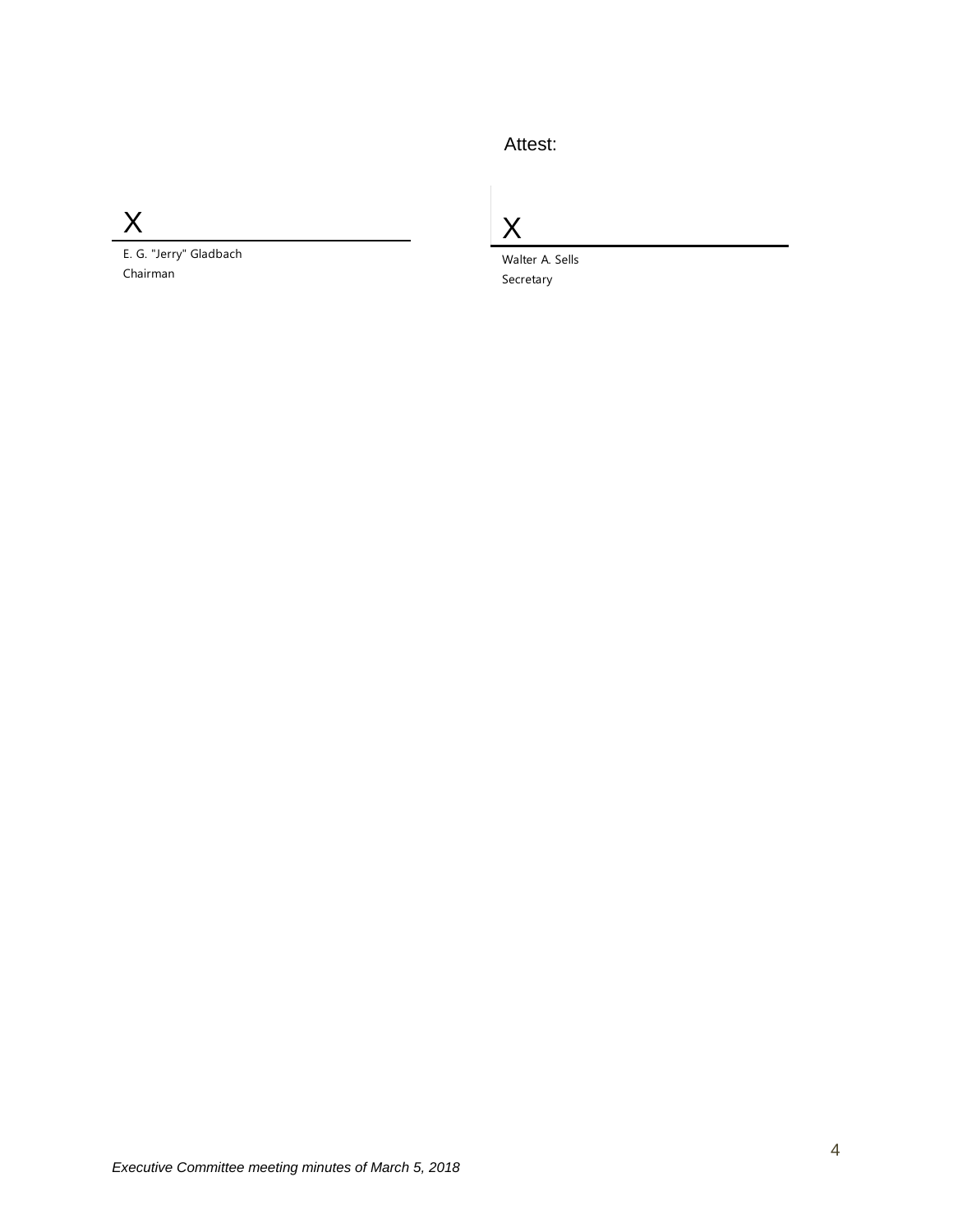Attest:

X

E. G. "Jerry" Gladbach
Chairman

X

Walter A. Sells
Secretary